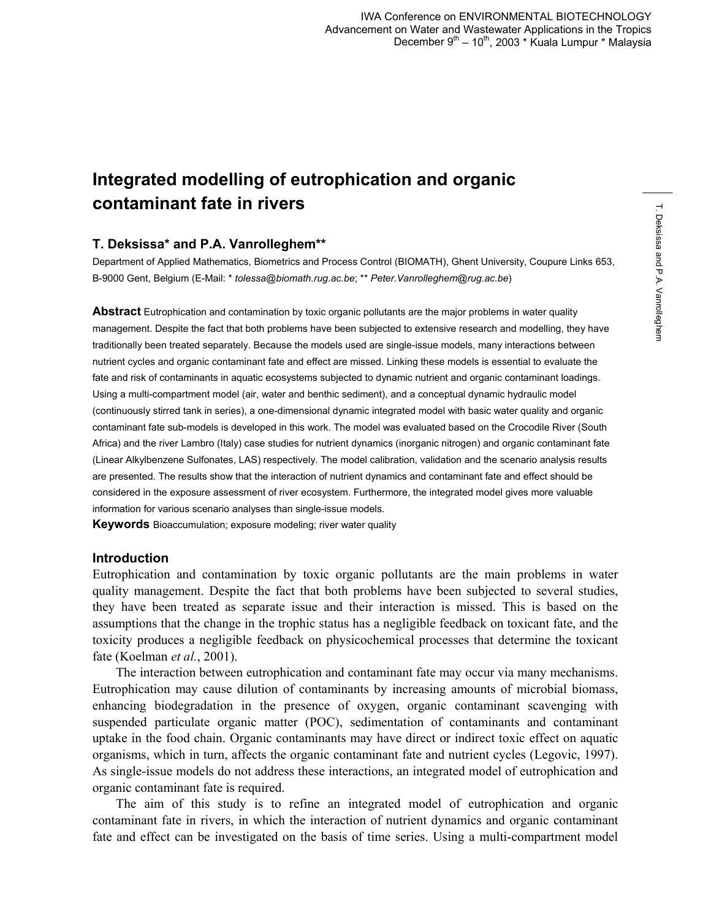# Integrated modelling of eutrophication and organic contaminant fate in rivers

**T. Deksissa\* and P.A. Vanrolleghem\*\***

Department of Applied Mathematics, Biometrics and Process Control (BIOMATH), Ghent University, Coupure Links 653, B-9000 Gent, Belgium (E-Mail: \* *tolessa@biomath.rug.ac.be*; \*\* *Peter.Vanrolleghem@rug.ac.be*)

**Abstract** Eutrophication and contamination by toxic organic pollutants are the major problems in water quality management. Despite the fact that both problems have been subjected to extensive research and modelling, they have traditionally been treated separately. Because the models used are single-issue models, many interactions between nutrient cycles and organic contaminant fate and effect are missed. Linking these models is essential to evaluate the fate and risk of contaminants in aquatic ecosystems subjected to dynamic nutrient and organic contaminant loadings. Using a multi-compartment model (air, water and benthic sediment), and a conceptual dynamic hydraulic model (continuously stirred tank in series), a one-dimensional dynamic integrated model with basic water quality and organic contaminant fate sub-models is developed in this work. The model was evaluated based on the Crocodile River (South Africa) and the river Lambro (Italy) case studies for nutrient dynamics (inorganic nitrogen) and organic contaminant fate (Linear Alkylbenzene Sulfonates, LAS) respectively. The model calibration, validation and the scenario analysis results are presented. The results show that the interaction of nutrient dynamics and contaminant fate and effect should be considered in the exposure assessment of river ecosystem. Furthermore, the integrated model gives more valuable information for various scenario analyses than single-issue models.

**Keywords** Bioaccumulation; exposure modeling; river water quality

## Introduction

Eutrophication and contamination by toxic organic pollutants are the main problems in water quality management. Despite the fact that both problems have been subjected to several studies, they have been treated as separate issue and their interaction is missed. This is based on the assumptions that the change in the trophic status has a negligible feedback on toxicant fate, and the toxicity produces a negligible feedback on physicochemical processes that determine the toxicant fate (Koelman *et al.*, 2001).

The interaction between eutrophication and contaminant fate may occur via many mechanisms. Eutrophication may cause dilution of contaminants by increasing amounts of microbial biomass, enhancing biodegradation in the presence of oxygen, organic contaminant scavenging with suspended particulate organic matter (POC), sedimentation of contaminants and contaminant uptake in the food chain. Organic contaminants may have direct or indirect toxic effect on aquatic organisms, which in turn, affects the organic contaminant fate and nutrient cycles (Legovic, 1997). As single-issue models do not address these interactions, an integrated model of eutrophication and organic contaminant fate is required.

The aim of this study is to refine an integrated model of eutrophication and organic contaminant fate in rivers, in which the interaction of nutrient dynamics and organic contaminant fate and effect can be investigated on the basis of time series. Using a multi-compartment model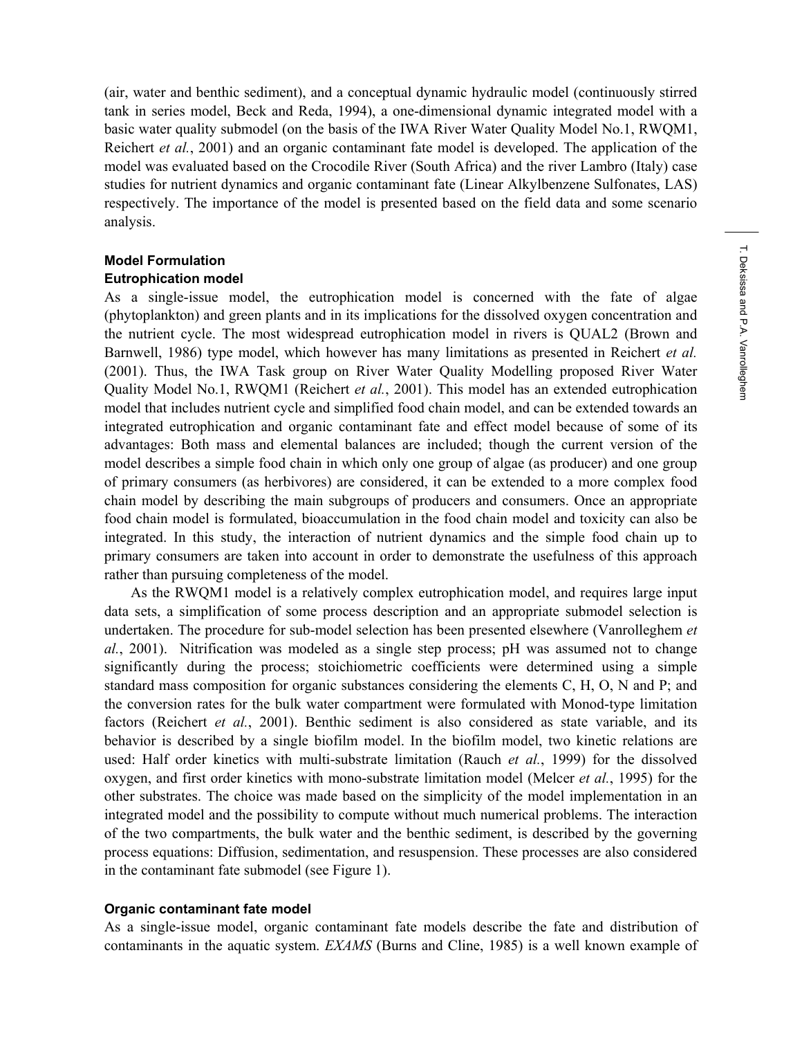(air, water and benthic sediment), and a conceptual dynamic hydraulic model (continuously stirred tank in series model, Beck and Reda, 1994), a one-dimensional dynamic integrated model with a basic water quality submodel (on the basis of the IWA River Water Quality Model No.1, RWQM1, Reichert *et al.*, 2001) and an organic contaminant fate model is developed. The application of the model was evaluated based on the Crocodile River (South Africa) and the river Lambro (Italy) case studies for nutrient dynamics and organic contaminant fate (Linear Alkylbenzene Sulfonates, LAS) respectively. The importance of the model is presented based on the field data and some scenario analysis.

## Model Formulation

### Eutrophication model

As a single-issue model, the eutrophication model is concerned with the fate of algae (phytoplankton) and green plants and in its implications for the dissolved oxygen concentration and the nutrient cycle. The most widespread eutrophication model in rivers is QUAL2 (Brown and Barnwell, 1986) type model, which however has many limitations as presented in Reichert *et al.* (2001). Thus, the IWA Task group on River Water Quality Modelling proposed River Water Quality Model No.1, RWQM1 (Reichert *et al.*, 2001). This model has an extended eutrophication model that includes nutrient cycle and simplified food chain model, and can be extended towards an integrated eutrophication and organic contaminant fate and effect model because of some of its advantages: Both mass and elemental balances are included; though the current version of the model describes a simple food chain in which only one group of algae (as producer) and one group of primary consumers (as herbivores) are considered, it can be extended to a more complex food chain model by describing the main subgroups of producers and consumers. Once an appropriate food chain model is formulated, bioaccumulation in the food chain model and toxicity can also be integrated. In this study, the interaction of nutrient dynamics and the simple food chain up to primary consumers are taken into account in order to demonstrate the usefulness of this approach rather than pursuing completeness of the model.

As the RWQM1 model is a relatively complex eutrophication model, and requires large input data sets, a simplification of some process description and an appropriate submodel selection is undertaken. The procedure for sub-model selection has been presented elsewhere (Vanrolleghem *et al.*, 2001). Nitrification was modeled as a single step process; pH was assumed not to change significantly during the process; stoichiometric coefficients were determined using a simple standard mass composition for organic substances considering the elements C, H, O, N and P; and the conversion rates for the bulk water compartment were formulated with Monod-type limitation factors (Reichert *et al.*, 2001). Benthic sediment is also considered as state variable, and its behavior is described by a single biofilm model. In the biofilm model, two kinetic relations are used: Half order kinetics with multi-substrate limitation (Rauch *et al.*, 1999) for the dissolved oxygen, and first order kinetics with mono-substrate limitation model (Melcer *et al.*, 1995) for the other substrates. The choice was made based on the simplicity of the model implementation in an integrated model and the possibility to compute without much numerical problems. The interaction of the two compartments, the bulk water and the benthic sediment, is described by the governing process equations: Diffusion, sedimentation, and resuspension. These processes are also considered in the contaminant fate submodel (see Figure 1).

### Organic contaminant fate model

As a single-issue model, organic contaminant fate models describe the fate and distribution of contaminants in the aquatic system. *EXAMS* (Burns and Cline, 1985) is a well known example of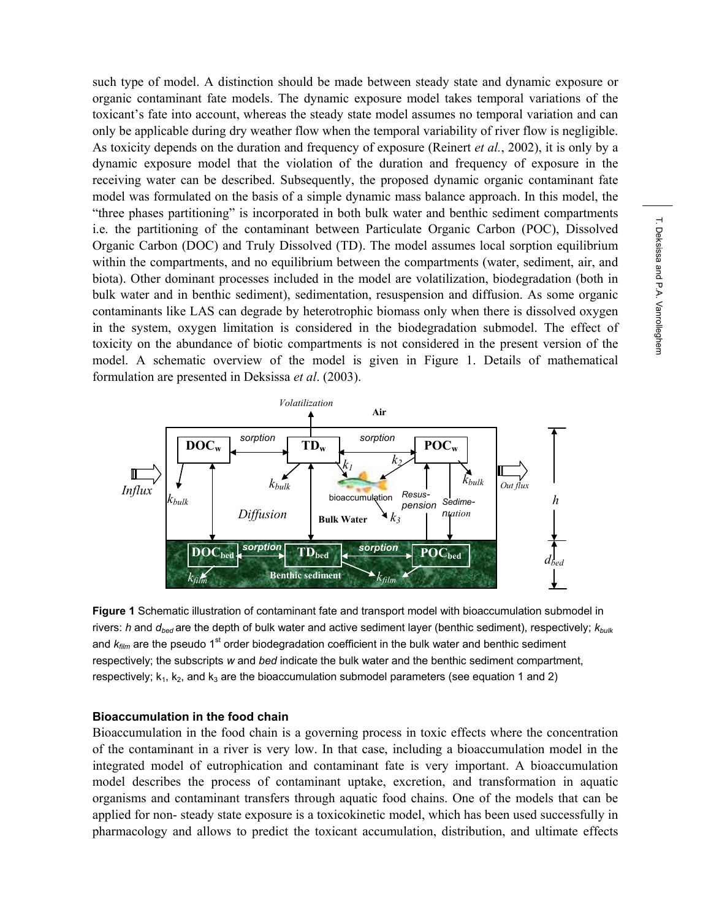such type of model. A distinction should be made between steady state and dynamic exposure or organic contaminant fate models. The dynamic exposure model takes temporal variations of the toxicant's fate into account, whereas the steady state model assumes no temporal variation and can only be applicable during dry weather flow when the temporal variability of river flow is negligible. As toxicity depends on the duration and frequency of exposure (Reinert *et al.*, 2002), it is only by a dynamic exposure model that the violation of the duration and frequency of exposure in the receiving water can be described. Subsequently, the proposed dynamic organic contaminant fate model was formulated on the basis of a simple dynamic mass balance approach. In this model, the "three phases partitioning" is incorporated in both bulk water and benthic sediment compartments i.e. the partitioning of the contaminant between Particulate Organic Carbon (POC), Dissolved Organic Carbon (DOC) and Truly Dissolved (TD). The model assumes local sorption equilibrium within the compartments, and no equilibrium between the compartments (water, sediment, air, and biota). Other dominant processes included in the model are volatilization, biodegradation (both in bulk water and in benthic sediment), sedimentation, resuspension and diffusion. As some organic contaminants like LAS can degrade by heterotrophic biomass only when there is dissolved oxygen in the system, oxygen limitation is considered in the biodegradation submodel. The effect of toxicity on the abundance of biotic compartments is not considered in the present version of the model. A schematic overview of the model is given in Figure 1. Details of mathematical formulation are presented in Deksissa *et al*. (2003).

**Figure 1** Schematic illustration of contaminant fate and transport model with bioaccumulation submodel in rivers: $h$ and $d_{bed}$ are the depth of bulk water and active sediment layer (benthic sediment), respectively; $k_{bulk}$ and $k_{film}$ are the pseudo 1st order biodegradation coefficient in the bulk water and benthic sediment respectively; the subscripts $w$ and $bed$ indicate the bulk water and the benthic sediment compartment, respectively; $k_1$, $k_2$, and $k_3$ are the bioaccumulation submodel parameters (see equation 1 and 2)

### Bioaccumulation in the food chain

Bioaccumulation in the food chain is a governing process in toxic effects where the concentration of the contaminant in a river is very low. In that case, including a bioaccumulation model in the integrated model of eutrophication and contaminant fate is very important. A bioaccumulation model describes the process of contaminant uptake, excretion, and transformation in aquatic organisms and contaminant transfers through aquatic food chains. One of the models that can be applied for non- steady state exposure is a toxicokinetic model, which has been used successfully in pharmacology and allows to predict the toxicant accumulation, distribution, and ultimate effects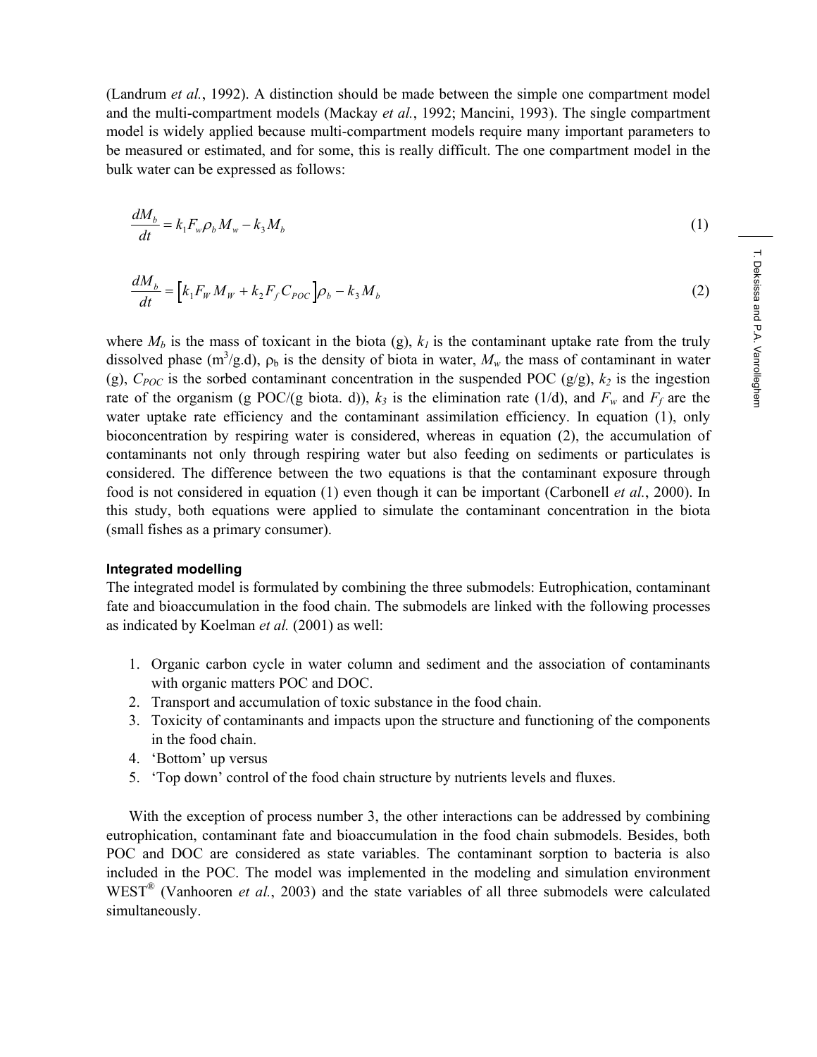(Landrum *et al.*, 1992). A distinction should be made between the simple one compartment model and the multi-compartment models (Mackay *et al.*, 1992; Mancini, 1993). The single compartment model is widely applied because multi-compartment models require many important parameters to be measured or estimated, and for some, this is really difficult. The one compartment model in the bulk water can be expressed as follows:

$$\frac{dM_b}{dt} = k_1 F_w \rho_b M_w - k_3 M_b \tag{1}$$

$$\frac{dM_b}{dt} = \left[k_1 F_W M_W + k_2 F_f C_{POC}\right]\rho_b - k_3 M_b \tag{2}$$

where $M_b$ is the mass of toxicant in the biota (g), $k_1$ is the contaminant uptake rate from the truly dissolved phase ($m^3$/g.d), $\rho_b$ is the density of biota in water, $M_w$ the mass of contaminant in water (g), $C_{POC}$ is the sorbed contaminant concentration in the suspended POC (g/g), $k_2$ is the ingestion rate of the organism (g POC/(g biota. d)), $k_3$ is the elimination rate (1/d), and $F_w$ and $F_f$ are the water uptake rate efficiency and the contaminant assimilation efficiency. In equation (1), only bioconcentration by respiring water is considered, whereas in equation (2), the accumulation of contaminants not only through respiring water but also feeding on sediments or particulates is considered. The difference between the two equations is that the contaminant exposure through food is not considered in equation (1) even though it can be important (Carbonell *et al.*, 2000). In this study, both equations were applied to simulate the contaminant concentration in the biota (small fishes as a primary consumer).

#### Integrated modelling

The integrated model is formulated by combining the three submodels: Eutrophication, contaminant fate and bioaccumulation in the food chain. The submodels are linked with the following processes as indicated by Koelman *et al.* (2001) as well:

1. Organic carbon cycle in water column and sediment and the association of contaminants with organic matters POC and DOC.
2. Transport and accumulation of toxic substance in the food chain.
3. Toxicity of contaminants and impacts upon the structure and functioning of the components in the food chain.
4. 'Bottom' up versus
5. 'Top down' control of the food chain structure by nutrients levels and fluxes.

With the exception of process number 3, the other interactions can be addressed by combining eutrophication, contaminant fate and bioaccumulation in the food chain submodels. Besides, both POC and DOC are considered as state variables. The contaminant sorption to bacteria is also included in the POC. The model was implemented in the modeling and simulation environment WEST® (Vanhooren *et al.*, 2003) and the state variables of all three submodels were calculated simultaneously.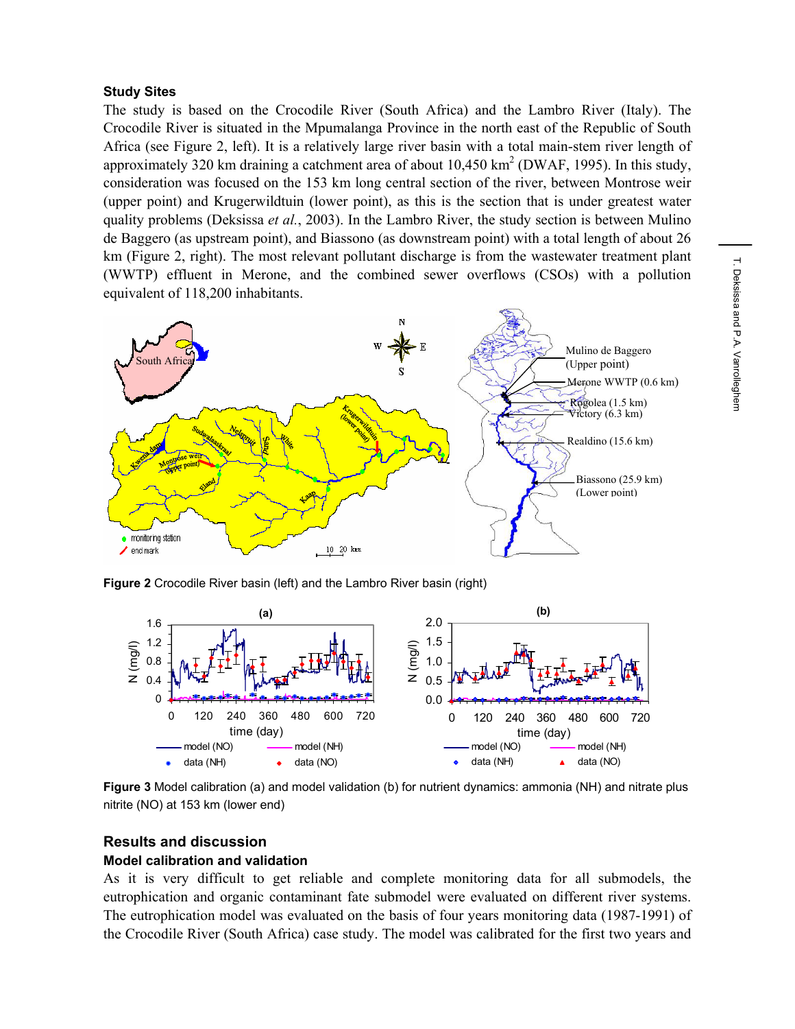### Study Sites

The study is based on the Crocodile River (South Africa) and the Lambro River (Italy). The Crocodile River is situated in the Mpumalanga Province in the north east of the Republic of South Africa (see Figure 2, left). It is a relatively large river basin with a total main-stem river length of approximately 320 km draining a catchment area of about 10,450 $km^2$ (DWAF, 1995). In this study, consideration was focused on the 153 km long central section of the river, between Montrose weir (upper point) and Krugerwildtuin (lower point), as this is the section that is under greatest water quality problems (Deksissa *et al.*, 2003). In the Lambro River, the study section is between Mulino de Baggero (as upstream point), and Biassono (as downstream point) with a total length of about 26 km (Figure 2, right). The most relevant pollutant discharge is from the wastewater treatment plant (WWTP) effluent in Merone, and the combined sewer overflows (CSOs) with a pollution equivalent of 118,200 inhabitants.

**Figure 2** Crocodile River basin (left) and the Lambro River basin (right)

**Figure 3** Model calibration (a) and model validation (b) for nutrient dynamics: ammonia (NH) and nitrate plus nitrite (NO) at 153 km (lower end)

## Results and discussion

### Model calibration and validation

As it is very difficult to get reliable and complete monitoring data for all submodels, the eutrophication and organic contaminant fate submodel were evaluated on different river systems. The eutrophication model was evaluated on the basis of four years monitoring data (1987-1991) of the Crocodile River (South Africa) case study. The model was calibrated for the first two years and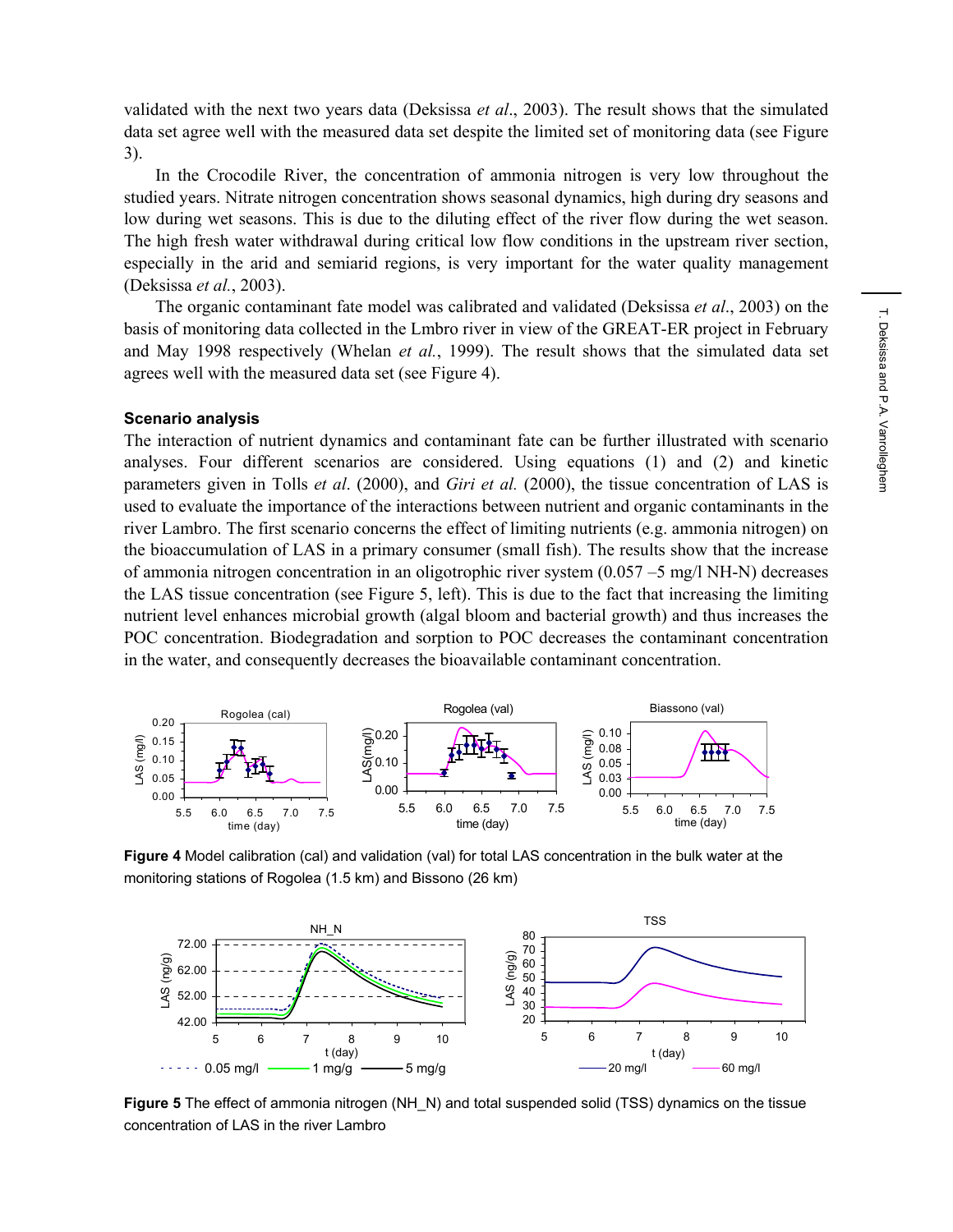validated with the next two years data (Deksissa *et al*., 2003). The result shows that the simulated data set agree well with the measured data set despite the limited set of monitoring data (see Figure 3).

In the Crocodile River, the concentration of ammonia nitrogen is very low throughout the studied years. Nitrate nitrogen concentration shows seasonal dynamics, high during dry seasons and low during wet seasons. This is due to the diluting effect of the river flow during the wet season. The high fresh water withdrawal during critical low flow conditions in the upstream river section, especially in the arid and semiarid regions, is very important for the water quality management (Deksissa *et al.*, 2003).

The organic contaminant fate model was calibrated and validated (Deksissa *et al*., 2003) on the basis of monitoring data collected in the Lmbro river in view of the GREAT-ER project in February and May 1998 respectively (Whelan *et al.*, 1999). The result shows that the simulated data set agrees well with the measured data set (see Figure 4).

### Scenario analysis

The interaction of nutrient dynamics and contaminant fate can be further illustrated with scenario analyses. Four different scenarios are considered. Using equations (1) and (2) and kinetic parameters given in Tolls *et al*. (2000), and *Giri et al.* (2000), the tissue concentration of LAS is used to evaluate the importance of the interactions between nutrient and organic contaminants in the river Lambro. The first scenario concerns the effect of limiting nutrients (e.g. ammonia nitrogen) on the bioaccumulation of LAS in a primary consumer (small fish). The results show that the increase of ammonia nitrogen concentration in an oligotrophic river system (0.057 –5 mg/l NH-N) decreases the LAS tissue concentration (see Figure 5, left). This is due to the fact that increasing the limiting nutrient level enhances microbial growth (algal bloom and bacterial growth) and thus increases the POC concentration. Biodegradation and sorption to POC decreases the contaminant concentration in the water, and consequently decreases the bioavailable contaminant concentration.

**Figure 4** Model calibration (cal) and validation (val) for total LAS concentration in the bulk water at the monitoring stations of Rogolea (1.5 km) and Bissono (26 km)

**Figure 5** The effect of ammonia nitrogen (NH_N) and total suspended solid (TSS) dynamics on the tissue concentration of LAS in the river Lambro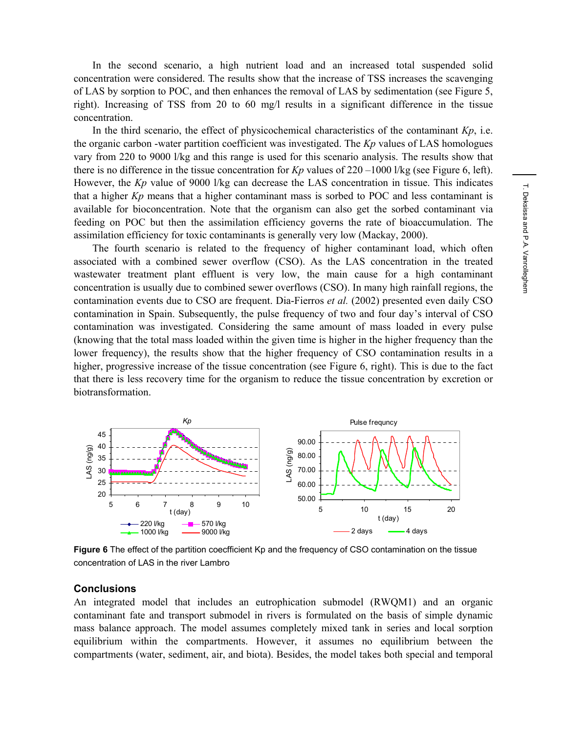In the second scenario, a high nutrient load and an increased total suspended solid concentration were considered. The results show that the increase of TSS increases the scavenging of LAS by sorption to POC, and then enhances the removal of LAS by sedimentation (see Figure 5, right). Increasing of TSS from 20 to 60 mg/l results in a significant difference in the tissue concentration.

In the third scenario, the effect of physicochemical characteristics of the contaminant *Kp*, i.e. the organic carbon -water partition coefficient was investigated. The *Kp* values of LAS homologues vary from 220 to 9000 l/kg and this range is used for this scenario analysis. The results show that there is no difference in the tissue concentration for *Kp* values of 220 –1000 l/kg (see Figure 6, left). However, the *Kp* value of 9000 l/kg can decrease the LAS concentration in tissue. This indicates that a higher *Kp* means that a higher contaminant mass is sorbed to POC and less contaminant is available for bioconcentration. Note that the organism can also get the sorbed contaminant via feeding on POC but then the assimilation efficiency governs the rate of bioaccumulation. The assimilation efficiency for toxic contaminants is generally very low (Mackay, 2000).

The fourth scenario is related to the frequency of higher contaminant load, which often associated with a combined sewer overflow (CSO). As the LAS concentration in the treated wastewater treatment plant effluent is very low, the main cause for a high contaminant concentration is usually due to combined sewer overflows (CSO). In many high rainfall regions, the contamination events due to CSO are frequent. Dia-Fierros *et al.* (2002) presented even daily CSO contamination in Spain. Subsequently, the pulse frequency of two and four day's interval of CSO contamination was investigated. Considering the same amount of mass loaded in every pulse (knowing that the total mass loaded within the given time is higher in the higher frequency than the lower frequency), the results show that the higher frequency of CSO contamination results in a higher, progressive increase of the tissue concentration (see Figure 6, right). This is due to the fact that there is less recovery time for the organism to reduce the tissue concentration by excretion or biotransformation.

**Figure 6** The effect of the partition coecfficient Kp and the frequency of CSO contamination on the tissue concentration of LAS in the river Lambro

## Conclusions

An integrated model that includes an eutrophication submodel (RWQM1) and an organic contaminant fate and transport submodel in rivers is formulated on the basis of simple dynamic mass balance approach. The model assumes completely mixed tank in series and local sorption equilibrium within the compartments. However, it assumes no equilibrium between the compartments (water, sediment, air, and biota). Besides, the model takes both special and temporal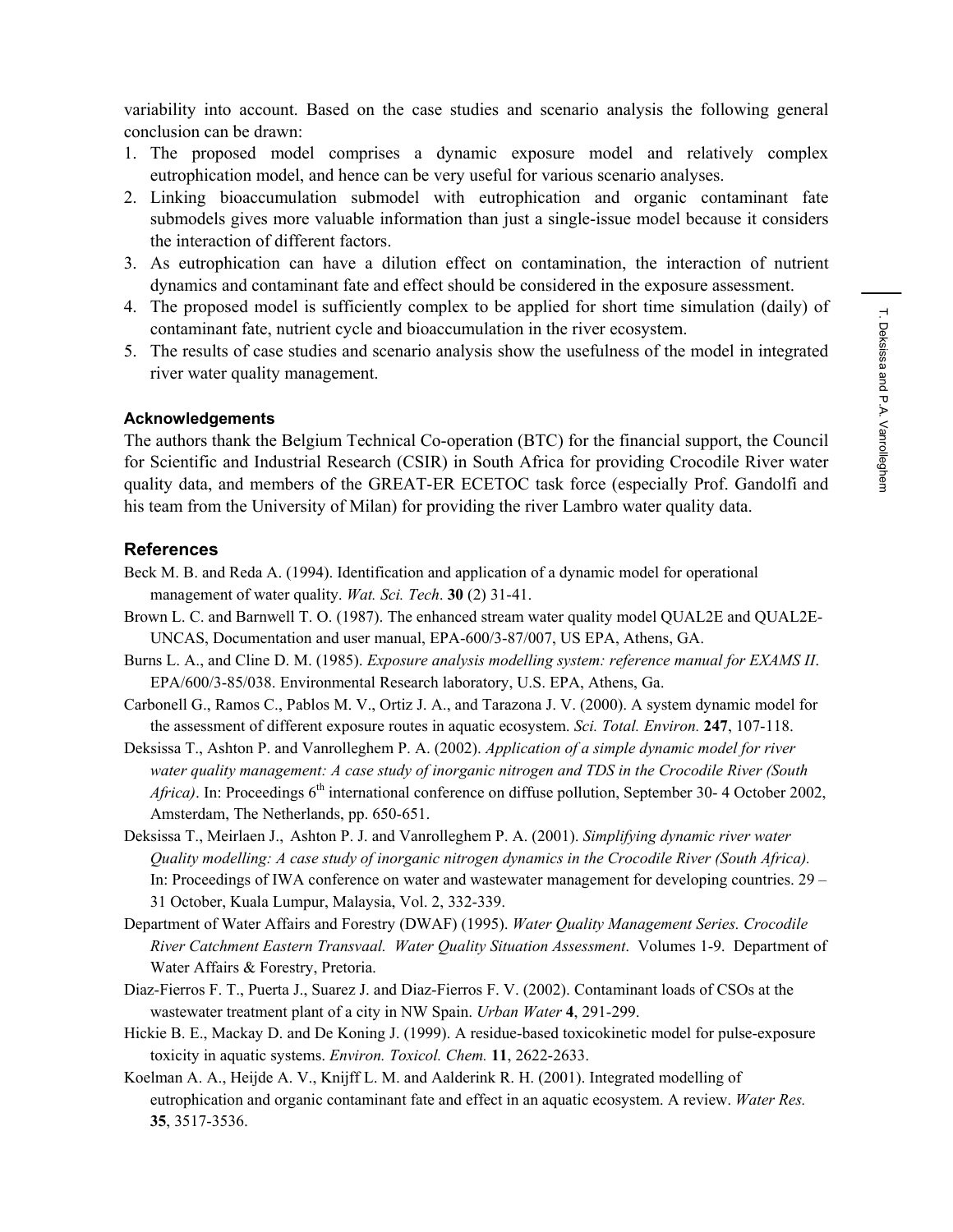variability into account. Based on the case studies and scenario analysis the following general conclusion can be drawn:

1. The proposed model comprises a dynamic exposure model and relatively complex eutrophication model, and hence can be very useful for various scenario analyses.
2. Linking bioaccumulation submodel with eutrophication and organic contaminant fate submodels gives more valuable information than just a single-issue model because it considers the interaction of different factors.
3. As eutrophication can have a dilution effect on contamination, the interaction of nutrient dynamics and contaminant fate and effect should be considered in the exposure assessment.
4. The proposed model is sufficiently complex to be applied for short time simulation (daily) of contaminant fate, nutrient cycle and bioaccumulation in the river ecosystem.
5. The results of case studies and scenario analysis show the usefulness of the model in integrated river water quality management.

### Acknowledgements

The authors thank the Belgium Technical Co-operation (BTC) for the financial support, the Council for Scientific and Industrial Research (CSIR) in South Africa for providing Crocodile River water quality data, and members of the GREAT-ER ECETOC task force (especially Prof. Gandolfi and his team from the University of Milan) for providing the river Lambro water quality data.

## References

Beck M. B. and Reda A. (1994). Identification and application of a dynamic model for operational management of water quality. *Wat. Sci. Tech*. **30** (2) 31-41.

Brown L. C. and Barnwell T. O. (1987). The enhanced stream water quality model QUAL2E and QUAL2E-UNCAS, Documentation and user manual, EPA-600/3-87/007, US EPA, Athens, GA.

Burns L. A., and Cline D. M. (1985). *Exposure analysis modelling system: reference manual for EXAMS II*. EPA/600/3-85/038. Environmental Research laboratory, U.S. EPA, Athens, Ga.

Carbonell G., Ramos C., Pablos M. V., Ortiz J. A., and Tarazona J. V. (2000). A system dynamic model for the assessment of different exposure routes in aquatic ecosystem. *Sci. Total. Environ.* **247**, 107-118.

Deksissa T., Ashton P. and Vanrolleghem P. A. (2002). *Application of a simple dynamic model for river water quality management: A case study of inorganic nitrogen and TDS in the Crocodile River (South Africa)*. In: Proceedings 6th international conference on diffuse pollution, September 30- 4 October 2002, Amsterdam, The Netherlands, pp. 650-651.

Deksissa T., Meirlaen J., Ashton P. J. and Vanrolleghem P. A. (2001). *Simplifying dynamic river water Quality modelling: A case study of inorganic nitrogen dynamics in the Crocodile River (South Africa).* In: Proceedings of IWA conference on water and wastewater management for developing countries. 29 – 31 October, Kuala Lumpur, Malaysia, Vol. 2, 332-339.

Department of Water Affairs and Forestry (DWAF) (1995). *Water Quality Management Series. Crocodile River Catchment Eastern Transvaal. Water Quality Situation Assessment*. Volumes 1-9. Department of Water Affairs & Forestry, Pretoria.

Diaz-Fierros F. T., Puerta J., Suarez J. and Diaz-Fierros F. V. (2002). Contaminant loads of CSOs at the wastewater treatment plant of a city in NW Spain. *Urban Water* **4**, 291-299.

Hickie B. E., Mackay D. and De Koning J. (1999). A residue-based toxicokinetic model for pulse-exposure toxicity in aquatic systems. *Environ. Toxicol. Chem.* **11**, 2622-2633.

Koelman A. A., Heijde A. V., Knijff L. M. and Aalderink R. H. (2001). Integrated modelling of eutrophication and organic contaminant fate and effect in an aquatic ecosystem. A review. *Water Res.* **35**, 3517-3536.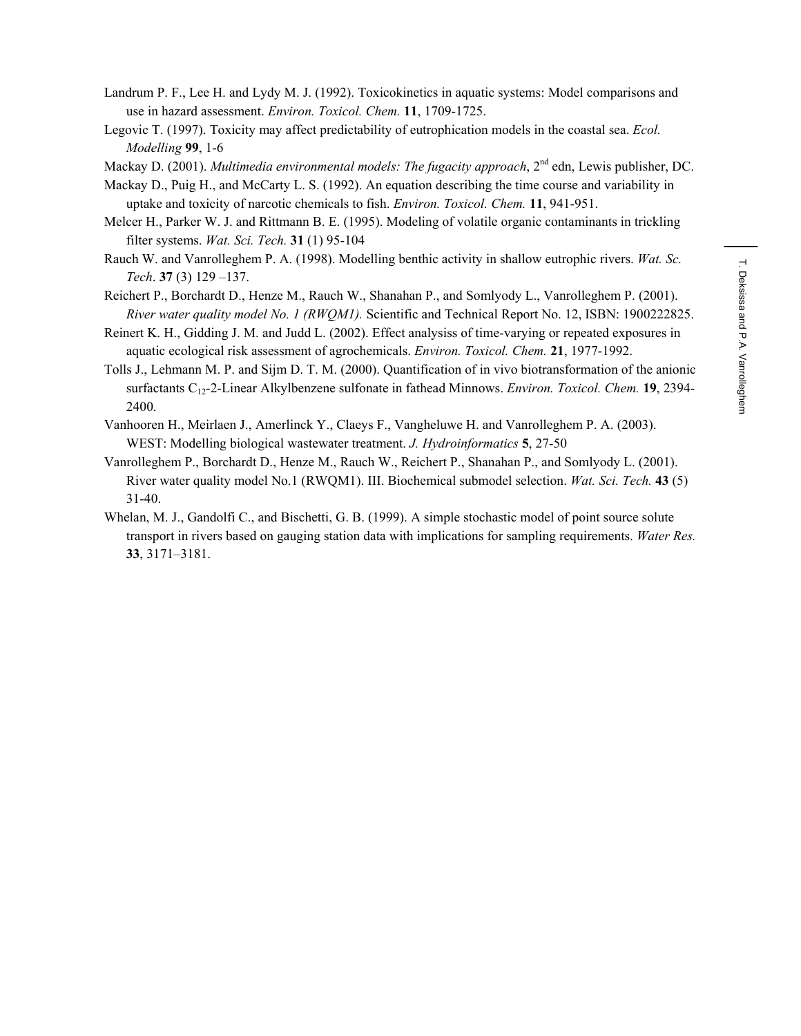Landrum P. F., Lee H. and Lydy M. J. (1992). Toxicokinetics in aquatic systems: Model comparisons and use in hazard assessment. *Environ. Toxicol. Chem.* **11**, 1709-1725.

Legovic T. (1997). Toxicity may affect predictability of eutrophication models in the coastal sea. *Ecol. Modelling* **99**, 1-6

Mackay D. (2001). *Multimedia environmental models: The fugacity approach*, 2nd edn, Lewis publisher, DC.

Mackay D., Puig H., and McCarty L. S. (1992). An equation describing the time course and variability in uptake and toxicity of narcotic chemicals to fish. *Environ. Toxicol. Chem.* **11**, 941-951.

Melcer H., Parker W. J. and Rittmann B. E. (1995). Modeling of volatile organic contaminants in trickling filter systems. *Wat. Sci. Tech.* **31** (1) 95-104

Rauch W. and Vanrolleghem P. A. (1998). Modelling benthic activity in shallow eutrophic rivers. *Wat. Sc. Tech*. **37** (3) 129 –137.

Reichert P., Borchardt D., Henze M., Rauch W., Shanahan P., and Somlyody L., Vanrolleghem P. (2001). *River water quality model No. 1 (RWQM1).* Scientific and Technical Report No. 12, ISBN: 1900222825.

Reinert K. H., Gidding J. M. and Judd L. (2002). Effect analysiss of time-varying or repeated exposures in aquatic ecological risk assessment of agrochemicals. *Environ. Toxicol. Chem.* **21**, 1977-1992.

Tolls J., Lehmann M. P. and Sijm D. T. M. (2000). Quantification of in vivo biotransformation of the anionic surfactants $C_{12}$-2-Linear Alkylbenzene sulfonate in fathead Minnows. *Environ. Toxicol. Chem.* **19**, 2394-2400.

Vanhooren H., Meirlaen J., Amerlinck Y., Claeys F., Vangheluwe H. and Vanrolleghem P. A. (2003). WEST: Modelling biological wastewater treatment. *J. Hydroinformatics* **5**, 27-50

Vanrolleghem P., Borchardt D., Henze M., Rauch W., Reichert P., Shanahan P., and Somlyody L. (2001). River water quality model No.1 (RWQM1). III. Biochemical submodel selection. *Wat. Sci. Tech.* **43** (5) 31-40.

Whelan, M. J., Gandolfi C., and Bischetti, G. B. (1999). A simple stochastic model of point source solute transport in rivers based on gauging station data with implications for sampling requirements. *Water Res.* **33**, 3171–3181.